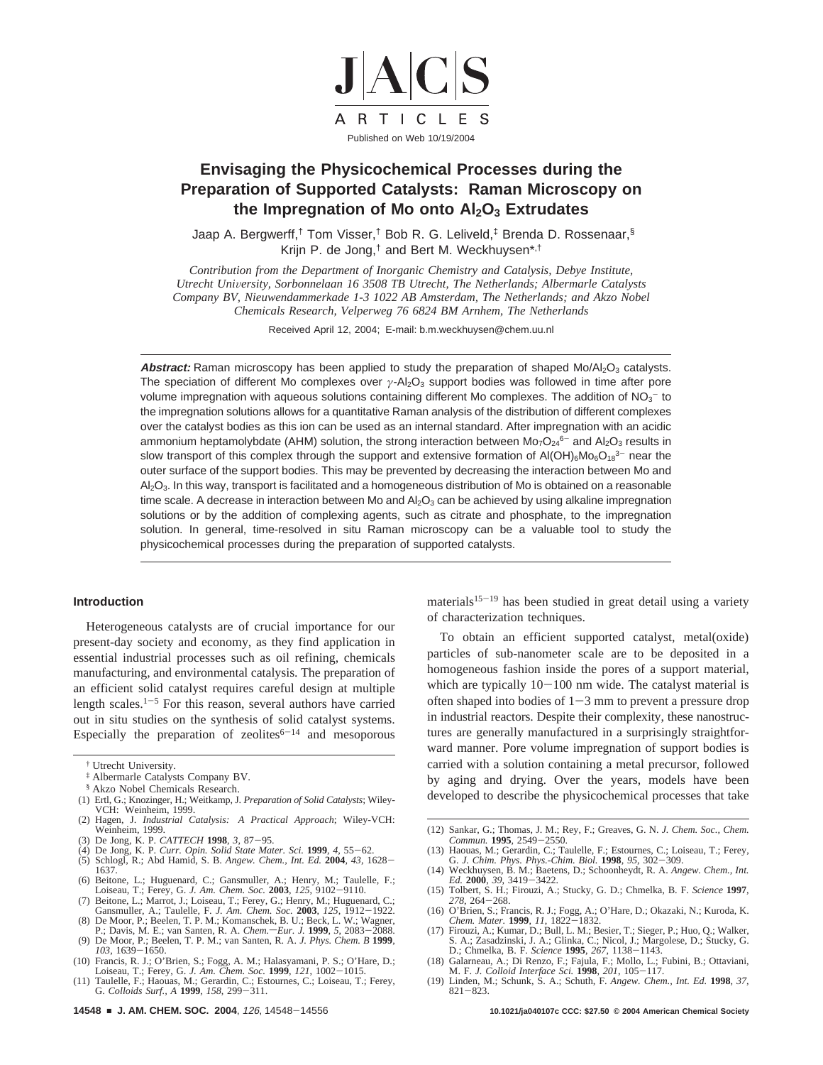# Envisaging the Physicochemical Processes during the Preparation of Supported Catalysts: Raman Microscopy on the Impregnation of Mo onto $Al_2O_3$ Extrudates

Jaap A. Bergwerff,[†] Tom Visser,[†] Bob R. G. Leliveld,[‡] Brenda D. Rossenaar,[§] Krijn P. de Jong,[†] and Bert M. Weckhuysen*,[†]

*Contribution from the Department of Inorganic Chemistry and Catalysis, Debye Institute, Utrecht University, Sorbonnelaan 16 3508 TB Utrecht, The Netherlands; Albermarle Catalysts Company BV, Nieuwendammerkade 1-3 1022 AB Amsterdam, The Netherlands; and Akzo Nobel Chemicals Research, Velperweg 76 6824 BM Arnhem, The Netherlands*

Received April 12, 2004; E-mail: b.m.weckhuysen@chem.uu.nl

**Abstract:** Raman microscopy has been applied to study the preparation of shaped $Mo/Al_2O_3$ catalysts. The speciation of different Mo complexes over $\gamma$-$Al_2O_3$ support bodies was followed in time after pore volume impregnation with aqueous solutions containing different Mo complexes. The addition of $NO_3^-$ to the impregnation solutions allows for a quantitative Raman analysis of the distribution of different complexes over the catalyst bodies as this ion can be used as an internal standard. After impregnation with an acidic ammonium heptamolybdate (AHM) solution, the strong interaction between $Mo_7O_{24}^{6-}$ and $Al_2O_3$ results in slow transport of this complex through the support and extensive formation of $Al(OH)_6Mo_6O_{18}^{3-}$ near the outer surface of the support bodies. This may be prevented by decreasing the interaction between Mo and $Al_2O_3$. In this way, transport is facilitated and a homogeneous distribution of Mo is obtained on a reasonable time scale. A decrease in interaction between Mo and $Al_2O_3$ can be achieved by using alkaline impregnation solutions or by the addition of complexing agents, such as citrate and phosphate, to the impregnation solution. In general, time-resolved in situ Raman microscopy can be a valuable tool to study the physicochemical processes during the preparation of supported catalysts.

## Introduction

Heterogeneous catalysts are of crucial importance for our present-day society and economy, as they find application in essential industrial processes such as oil refining, chemicals manufacturing, and environmental catalysis. The preparation of an efficient solid catalyst requires careful design at multiple length scales.[1-5] For this reason, several authors have carried out in situ studies on the synthesis of solid catalyst systems. Especially the preparation of zeolites[6-14] and mesoporous materials[15-19] has been studied in great detail using a variety of characterization techniques.

To obtain an efficient supported catalyst, metal(oxide) particles of sub-nanometer scale are to be deposited in a homogeneous fashion inside the pores of a support material, which are typically 10−100 nm wide. The catalyst material is often shaped into bodies of 1−3 mm to prevent a pressure drop in industrial reactors. Despite their complexity, these nanostructures are generally manufactured in a surprisingly straightforward manner. Pore volume impregnation of support bodies is carried with a solution containing a metal precursor, followed by aging and drying. Over the years, models have been developed to describe the physicochemical processes that take

---

† Utrecht University.

‡ Albermarle Catalysts Company BV.

§ Akzo Nobel Chemicals Research.

(1) Ertl, G.; Knozinger, H.; Weitkamp, J. *Preparation of Solid Catalysts*; Wiley-VCH: Weinheim, 1999.
(2) Hagen, J. *Industrial Catalysis: A Practical Approach*; Wiley-VCH: Weinheim, 1999.
(3) De Jong, K. P. *CATTECH* **1998**, *3*, 87−95.
(4) De Jong, K. P. *Curr. Opin. Solid State Mater. Sci.* **1999**, *4*, 55−62.
(5) Schlogl, R.; Abd Hamid, S. B. *Angew. Chem., Int. Ed.* **2004**, *43*, 1628−1637.
(6) Beitone, L.; Huguenard, C.; Gansmuller, A.; Henry, M.; Taulelle, F.; Loiseau, T.; Ferey, G. *J. Am. Chem. Soc.* **2003**, *125*, 9102−9110.
(7) Beitone, L.; Marrot, J.; Loiseau, T.; Ferey, G.; Henry, M.; Huguenard, C.; Gansmuller, A.; Taulelle, F. *J. Am. Chem. Soc.* **2003**, *125*, 1912−1922.
(8) De Moor, P.; Beelen, T. P. M.; Komanschek, B. U.; Beck, L. W.; Wagner, P.; Davis, M. E.; van Santen, R. A. *Chem.—Eur. J.* **1999**, *5*, 2083−2088.
(9) De Moor, P.; Beelen, T. P. M.; van Santen, R. A. *J. Phys. Chem. B* **1999**, *103*, 1639−1650.
(10) Francis, R. J.; O'Brien, S.; Fogg, A. M.; Halasyamani, P. S.; O'Hare, D.; Loiseau, T.; Ferey, G. *J. Am. Chem. Soc.* **1999**, *121*, 1002−1015.
(11) Taulelle, F.; Haouas, M.; Gerardin, C.; Estournes, C.; Loiseau, T.; Ferey, G. *Colloids Surf., A* **1999**, *158*, 299−311.
(12) Sankar, G.; Thomas, J. M.; Rey, F.; Greaves, G. N. *J. Chem. Soc., Chem. Commun.* **1995**, 2549−2550.
(13) Haouas, M.; Gerardin, C.; Taulelle, F.; Estournes, C.; Loiseau, T.; Ferey, G. *J. Chim. Phys. Phys.-Chim. Biol.* **1998**, *95*, 302−309.
(14) Weckhuysen, B. M.; Baetens, D.; Schoonheydt, R. A. *Angew. Chem., Int. Ed.* **2000**, *39*, 3419−3422.
(15) Tolbert, S. H.; Firouzi, A.; Stucky, G. D.; Chmelka, B. F. *Science* **1997**, *278*, 264−268.
(16) O'Brien, S.; Francis, R. J.; Fogg, A.; O'Hare, D.; Okazaki, N.; Kuroda, K. *Chem. Mater.* **1999**, *11*, 1822−1832.
(17) Firouzi, A.; Kumar, D.; Bull, L. M.; Besier, T.; Sieger, P.; Huo, Q.; Walker, S. A.; Zasadzinski, J. A.; Glinka, C.; Nicol, J.; Margolese, D.; Stucky, G. D.; Chmelka, B. F. *Science* **1995**, *267*, 1138−1143.
(18) Galarneau, A.; Di Renzo, F.; Fajula, F.; Mollo, L.; Fubini, B.; Ottaviani, M. F. *J. Colloid Interface Sci.* **1998**, *201*, 105−117.
(19) Linden, M.; Schunk, S. A.; Schuth, F. *Angew. Chem., Int. Ed.* **1998**, *37*, 821−823.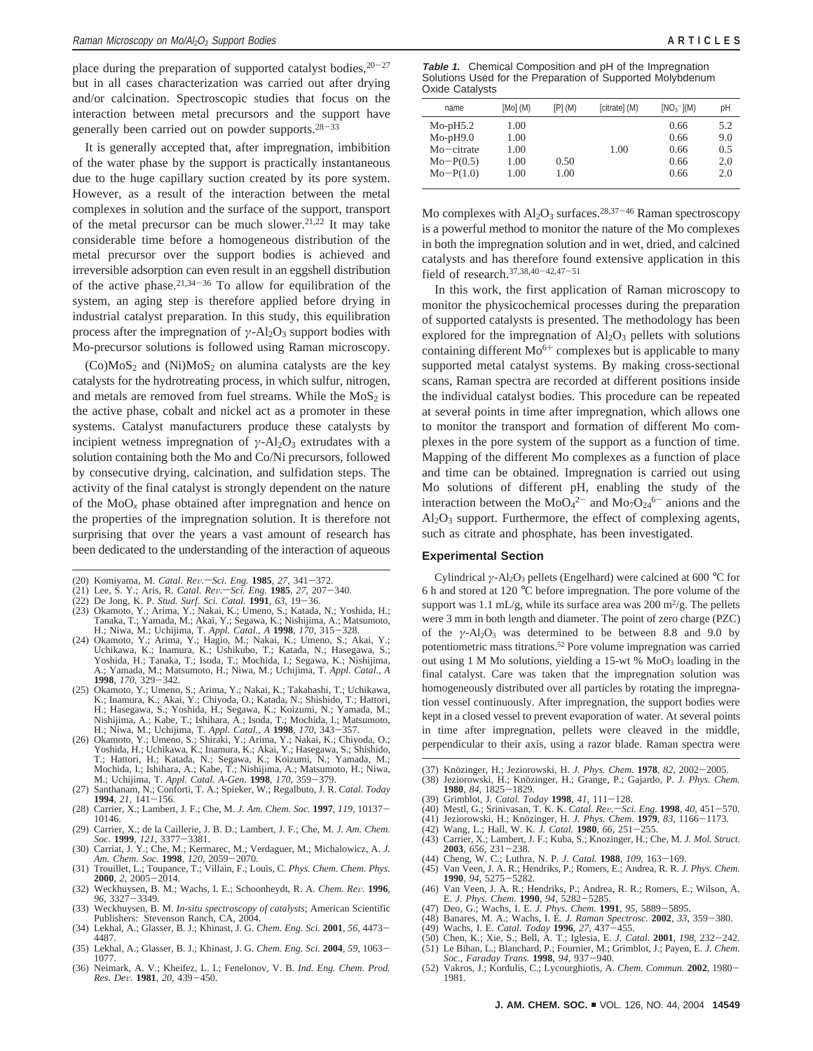place during the preparation of supported catalyst bodies,[20-27] but in all cases characterization was carried out after drying and/or calcination. Spectroscopic studies that focus on the interaction between metal precursors and the support have generally been carried out on powder supports.[28-33]

It is generally accepted that, after impregnation, imbibition of the water phase by the support is practically instantaneous due to the huge capillary suction created by its pore system. However, as a result of the interaction between the metal complexes in solution and the surface of the support, transport of the metal precursor can be much slower.[21,22] It may take considerable time before a homogeneous distribution of the metal precursor over the support bodies is achieved and irreversible adsorption can even result in an eggshell distribution of the active phase.[21,34-36] To allow for equilibration of the system, an aging step is therefore applied before drying in industrial catalyst preparation. In this study, this equilibration process after the impregnation of $\gamma$-$Al_2O_3$ support bodies with Mo-precursor solutions is followed using Raman microscopy.

$(Co)MoS_2$ and $(Ni)MoS_2$ on alumina catalysts are the key catalysts for the hydrotreating process, in which sulfur, nitrogen, and metals are removed from fuel streams. While the $MoS_2$ is the active phase, cobalt and nickel act as a promoter in these systems. Catalyst manufacturers produce these catalysts by incipient wetness impregnation of $\gamma$-$Al_2O_3$ extrudates with a solution containing both the Mo and Co/Ni precursors, followed by consecutive drying, calcination, and sulfidation steps. The activity of the final catalyst is strongly dependent on the nature of the $MoO_x$ phase obtained after impregnation and hence on the properties of the impregnation solution. It is therefore not surprising that over the years a vast amount of research has been dedicated to the understanding of the interaction of aqueous Mo complexes with $Al_2O_3$ surfaces.[28,37-46] Raman spectroscopy is a powerful method to monitor the nature of the Mo complexes in both the impregnation solution and in wet, dried, and calcined catalysts and has therefore found extensive application in this field of research.[37,38,40-42,47-51]

**Table 1.** Chemical Composition and pH of the Impregnation Solutions Used for the Preparation of Supported Molybdenum Oxide Catalysts

| name | [Mo] (M) | [P] (M) | [citrate] (M) | $[NO_3^-]$(M) | pH |
|---|---|---|---|---|---|
| Mo-pH5.2 | 1.00 | | | 0.66 | 5.2 |
| Mo-pH9.0 | 1.00 | | | 0.66 | 9.0 |
| Mo−citrate | 1.00 | | 1.00 | 0.66 | 0.5 |
| Mo−P(0.5) | 1.00 | 0.50 | | 0.66 | 2.0 |
| Mo−P(1.0) | 1.00 | 1.00 | | 0.66 | 2.0 |

In this work, the first application of Raman microscopy to monitor the physicochemical processes during the preparation of supported catalysts is presented. The methodology has been explored for the impregnation of $Al_2O_3$ pellets with solutions containing different $Mo^{6+}$ complexes but is applicable to many supported metal catalyst systems. By making cross-sectional scans, Raman spectra are recorded at different positions inside the individual catalyst bodies. This procedure can be repeated at several points in time after impregnation, which allows one to monitor the transport and formation of different Mo complexes in the pore system of the support as a function of time. Mapping of the different Mo complexes as a function of place and time can be obtained. Impregnation is carried out using Mo solutions of different pH, enabling the study of the interaction between the $MoO_4^{2-}$ and $Mo_7O_{24}^{6-}$ anions and the $Al_2O_3$ support. Furthermore, the effect of complexing agents, such as citrate and phosphate, has been investigated.

## Experimental Section

Cylindrical $\gamma$-$Al_2O_3$ pellets (Engelhard) were calcined at 600 °C for 6 h and stored at 120 °C before impregnation. The pore volume of the support was 1.1 mL/g, while its surface area was 200 $m^2$/g. The pellets were 3 mm in both length and diameter. The point of zero charge (PZC) of the $\gamma$-$Al_2O_3$ was determined to be between 8.8 and 9.0 by potentiometric mass titrations.[52] Pore volume impregnation was carried out using 1 M Mo solutions, yielding a 15-wt % $MoO_3$ loading in the final catalyst. Care was taken that the impregnation solution was homogeneously distributed over all particles by rotating the impregnation vessel continuously. After impregnation, the support bodies were kept in a closed vessel to prevent evaporation of water. At several points in time after impregnation, pellets were cleaved in the middle, perpendicular to their axis, using a razor blade. Raman spectra were

(20) Komiyama, M. *Catal. Rev.*—*Sci. Eng.* **1985**, *27*, 341−372.
(21) Lee, S. Y.; Aris, R. *Catal. Rev.*—*Sci. Eng.* **1985**, *27*, 207−340.
(22) De Jong, K. P. *Stud. Surf. Sci. Catal.* **1991**, *63*, 19−36.
(23) Okamoto, Y.; Arima, Y.; Nakai, K.; Umeno, S.; Katada, N.; Yoshida, H.; Tanaka, T.; Yamada, M.; Akai, Y.; Segawa, K.; Nishijima, A.; Matsumoto, H.; Niwa, M.; Uchijima, T. *Appl. Catal., A* **1998**, *170*, 315−328.
(24) Okamoto, Y.; Arima, Y.; Hagio, M.; Nakai, K.; Umeno, S.; Akai, Y.; Uchikawa, K.; Inamura, K.; Ushikubo, T.; Katada, N.; Hasegawa, S.; Yoshida, H.; Tanaka, T.; Isoda, T.; Mochida, I.; Segawa, K.; Nishijima, A.; Yamada, M.; Matsumoto, H.; Niwa, M.; Uchijima, T. *Appl. Catal., A* **1998**, *170*, 329−342.
(25) Okamoto, Y.; Umeno, S.; Arima, Y.; Nakai, K.; Takahashi, T.; Uchikawa, K.; Inamura, K.; Akai, Y.; Chiyoda, O.; Katada, N.; Shishido, T.; Hattori, H.; Hasegawa, S.; Yoshida, H.; Segawa, K.; Koizumi, N.; Yamada, M.; Nishijima, A.; Kabe, T.; Ishihara, A.; Isoda, T.; Mochida, I.; Matsumoto, H.; Niwa, M.; Uchijima, T. *Appl. Catal., A* **1998**, *170*, 343−357.
(26) Okamoto, Y.; Umeno, S.; Shiraki, Y.; Arima, Y.; Nakai, K.; Chiyoda, O.; Yoshida, H.; Uchikawa, K.; Inamura, K.; Akai, Y.; Hasegawa, S.; Shishido, T.; Hattori, H.; Katada, N.; Segawa, K.; Koizumi, N.; Yamada, M.; Mochida, I.; Ishihara, A.; Kabe, T.; Nishijima, A.; Matsumoto, H.; Niwa, M.; Uchijima, T. *Appl. Catal. A-Gen.* **1998**, *170*, 359−379.
(27) Santhanam, N.; Conforti, T. A.; Spieker, W.; Regalbuto, J. R. *Catal. Today* **1994**, *21*, 141−156.
(28) Carrier, X.; Lambert, J. F.; Che, M. *J. Am. Chem. Soc.* **1997**, *119*, 10137−10146.
(29) Carrier, X.; de la Caillerie, J. B. D.; Lambert, J. F.; Che, M. *J. Am. Chem. Soc.* **1999**, *121*, 3377−3381.
(30) Carriat, J. Y.; Che, M.; Kermarec, M.; Verdaguer, M.; Michalowicz, A. *J. Am. Chem. Soc.* **1998**, *120*, 2059−2070.
(31) Trouillet, L.; Toupance, T.; Villain, F.; Louis, C. *Phys. Chem. Chem. Phys.* **2000**, *2*, 2005−2014.
(32) Weckhuysen, B. M.; Wachs, I. E.; Schoonheydt, R. A. *Chem. Rev.* **1996**, *96*, 3327−3349.
(33) Weckhuysen, B. M. *In-situ spectroscopy of catalysts*; American Scientific Publishers: Stevenson Ranch, CA, 2004.
(34) Lekhal, A.; Glasser, B. J.; Khinast, J. G. *Chem. Eng. Sci.* **2001**, *56*, 4473−4487.
(35) Lekhal, A.; Glasser, B. J.; Khinast, J. G. *Chem. Eng. Sci.* **2004**, *59*, 1063−1077.
(36) Neimark, A. V.; Kheifez, L. I.; Fenelonov, V. B. *Ind. Eng. Chem. Prod. Res. Dev.* **1981**, *20*, 439−450.
(37) Knözinger, H.; Jeziorowski, H. *J. Phys. Chem.* **1978**, *82*, 2002−2005.
(38) Jeziorowski, H.; Knözinger, H.; Grange, P.; Gajardo, P. *J. Phys. Chem.* **1980**, *84*, 1825−1829.
(39) Grimblot, J. *Catal. Today* **1998**, *41*, 111−128.
(40) Mestl, G.; Srinivasan, T. K. K. *Catal. Rev.*—*Sci. Eng.* **1998**, *40*, 451−570.
(41) Jeziorowski, H.; Knözinger, H. *J. Phys. Chem.* **1979**, *83*, 1166−1173.
(42) Wang, L.; Hall, W. K. *J. Catal.* **1980**, *66*, 251−255.
(43) Carrier, X.; Lambert, J. F.; Kuba, S.; Knozinger, H.; Che, M. *J. Mol. Struct.* **2003**, *656*, 231−238.
(44) Cheng, W. C.; Luthra, N. P. *J. Catal.* **1988**, *109*, 163−169.
(45) Van Veen, J. A. R.; Hendriks, P.; Romers, E.; Andrea, R. R. *J. Phys. Chem.* **1990**, *94*, 5275−5282.
(46) Van Veen, J. A. R.; Hendriks, P.; Andrea, R. R.; Romers, E.; Wilson, A. E. *J. Phys. Chem.* **1990**, *94*, 5282−5285.
(47) Deo, G.; Wachs, I. E. *J. Phys. Chem.* **1991**, *95*, 5889−5895.
(48) Banares, M. A.; Wachs, I. E. *J. Raman Spectrosc.* **2002**, *33*, 359−380.
(49) Wachs, I. E. *Catal. Today* **1996**, *27*, 437−455.
(50) Chen, K.; Xie, S.; Bell, A. T.; Iglesia, E. *J. Catal.* **2001**, *198*, 232−242.
(51) Le Bihan, L.; Blanchard, P.; Fournier, M.; Grimblot, J.; Payen, E. *J. Chem. Soc., Faraday Trans.* **1998**, *94*, 937−940.
(52) Vakros, J.; Kordulis, C.; Lycourghiotis, A. *Chem. Commun.* **2002**, 1980−1981.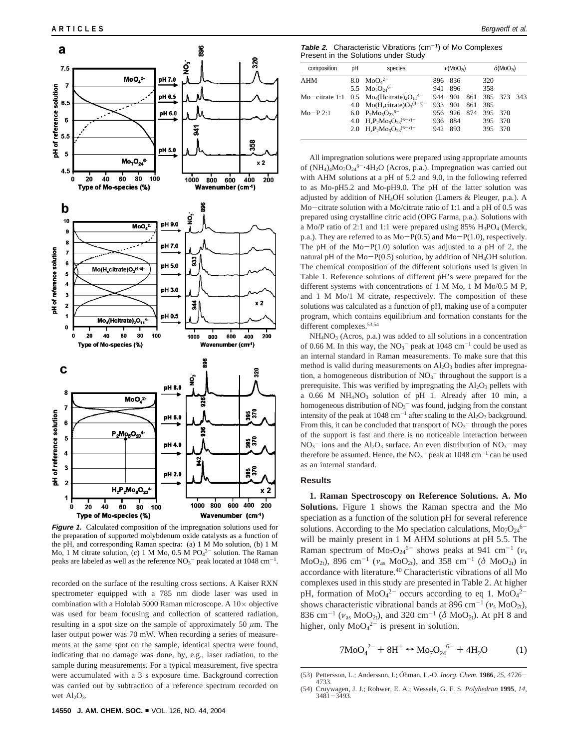**Figure 1.** Calculated composition of the impregnation solutions used for the preparation of supported molybdenum oxide catalysts as a function of the pH, and corresponding Raman spectra: (a) 1 M Mo solution, (b) 1 M Mo, 1 M citrate solution, (c) 1 M Mo, 0.5 M $PO_4^{3-}$ solution. The Raman peaks are labeled as well as the reference $NO_3^-$ peak located at 1048 cm$^{-1}$.

recorded on the surface of the resulting cross sections. A Kaiser RXN spectrometer equipped with a 785 nm diode laser was used in combination with a Hololab 5000 Raman microscope. A 10× objective was used for beam focusing and collection of scattered radiation, resulting in a spot size on the sample of approximately 50 $\mu$m. The laser output power was 70 mW. When recording a series of measurements at the same spot on the sample, identical spectra were found, indicating that no damage was done, by, e.g., laser radiation, to the sample during measurements. For a typical measurement, five spectra were accumulated with a 3 s exposure time. Background correction was carried out by subtraction of a reference spectrum recorded on wet $Al_2O_3$.

**Table 2.** Characteristic Vibrations (cm$^{-1}$) of Mo Complexes Present in the Solutions under Study

| composition | pH | species | $\nu(MoO_{2t})$ | | | $\delta(MoO_{2t})$ | | |
|---|---|---|---|---|---|---|---|---|
| AHM | 8.0 | $MoO_4^{2-}$ | 896 | 836 | | 320 | | |
| | 5.5 | $Mo_7O_{24}^{6-}$ | 941 | 896 | | 358 | | |
| Mo−citrate 1:1 | 0.5 | $Mo_4(Hcitrate)_2O_{11}^{4-}$ | 944 | 901 | 861 | 385 | 373 | 343 |
| | 4.0 | $Mo(H_xcitrate)O_3^{(4-x)-}$ | 933 | 901 | 861 | 385 | | |
| Mo−P 2:1 | 6.0 | $P_2Mo_5O_{23}^{6-}$ | 956 | 926 | 874 | 395 | 370 | |
| | 4.0 | $H_xP_2Mo_5O_{23}^{(6-x)-}$ | 936 | 884 | | 395 | 370 | |
| | 2.0 | $H_xP_2Mo_5O_{23}^{(6-x)-}$ | 942 | 893 | | 395 | 370 | |

All impregnation solutions were prepared using appropriate amounts of $(NH_4)_4Mo_7O_{24}^{6-}\cdot 4H_2O$ (Acros, p.a.). Impregnation was carried out with AHM solutions at a pH of 5.2 and 9.0, in the following referred to as Mo-pH5.2 and Mo-pH9.0. The pH of the latter solution was adjusted by addition of $NH_4OH$ solution (Lamers & Pleuger, p.a.). A Mo−citrate solution with a Mo/citrate ratio of 1:1 and a pH of 0.5 was prepared using crystalline citric acid (OPG Farma, p.a.). Solutions with a Mo/P ratio of 2:1 and 1:1 were prepared using 85% $H_3PO_4$ (Merck, p.a.). They are referred to as Mo−P(0.5) and Mo−P(1.0), respectively. The pH of the Mo−P(1.0) solution was adjusted to a pH of 2, the natural pH of the Mo−P(0.5) solution, by addition of $NH_4OH$ solution. The chemical composition of the different solutions used is given in Table 1. Reference solutions of different pH's were prepared for the different systems with concentrations of 1 M Mo, 1 M Mo/0.5 M P, and 1 M Mo/1 M citrate, respectively. The composition of these solutions was calculated as a function of pH, making use of a computer program, which contains equilibrium and formation constants for the different complexes.[53,54]

$NH_4NO_3$ (Acros, p.a.) was added to all solutions in a concentration of 0.66 M. In this way, the $NO_3^-$ peak at 1048 cm$^{-1}$ could be used as an internal standard in Raman measurements. To make sure that this method is valid during measurements on $Al_2O_3$ bodies after impregnation, a homogeneous distribution of $NO_3^-$ throughout the support is a prerequisite. This was verified by impregnating the $Al_2O_3$ pellets with a 0.66 M $NH_4NO_3$ solution of pH 1. Already after 10 min, a homogeneous distribution of $NO_3^-$ was found, judging from the constant intensity of the peak at 1048 cm$^{-1}$ after scaling to the $Al_2O_3$ background. From this, it can be concluded that transport of $NO_3^-$ through the pores of the support is fast and there is no noticeable interaction between $NO_3^-$ ions and the $Al_2O_3$ surface. An even distribution of $NO_3^-$ may therefore be assumed. Hence, the $NO_3^-$ peak at 1048 cm$^{-1}$ can be used as an internal standard.

## Results

**1. Raman Spectroscopy on Reference Solutions. A. Mo Solutions.** Figure 1 shows the Raman spectra and the Mo speciation as a function of the solution pH for several reference solutions. According to the Mo speciation calculations, $Mo_7O_{24}^{6-}$ will be mainly present in 1 M AHM solutions at pH 5.5. The Raman spectrum of $Mo_7O_{24}^{6-}$ shows peaks at 941 cm$^{-1}$ ($\nu_s$ $MoO_{2t}$), 896 cm$^{-1}$ ($\nu_{as}$ $MoO_{2t}$), and 358 cm$^{-1}$ ($\delta$ $MoO_{2t}$) in accordance with literature.[40] Characteristic vibrations of all Mo complexes used in this study are presented in Table 2. At higher pH, formation of $MoO_4^{2-}$ occurs according to eq 1. $MoO_4^{2-}$ shows characteristic vibrational bands at 896 cm$^{-1}$ ($\nu_s$ $MoO_{2t}$), 836 cm$^{-1}$ ($\nu_{as}$ $MoO_{2t}$), and 320 cm$^{-1}$ ($\delta$ $MoO_{2t}$). At pH 8 and higher, only $MoO_4^{2-}$ is present in solution.

$$7MoO_4^{2-} + 8H^+ \leftrightarrow Mo_7O_{24}^{6-} + 4H_2O \qquad (1)$$

(53) Pettersson, L.; Andersson, I.; Öhman, L.-O. *Inorg. Chem.* **1986**, *25*, 4726−4733.
(54) Cruywagen, J. J.; Rohwer, E. A.; Wessels, G. F. S. *Polyhedron* **1995**, *14*, 3481−3493.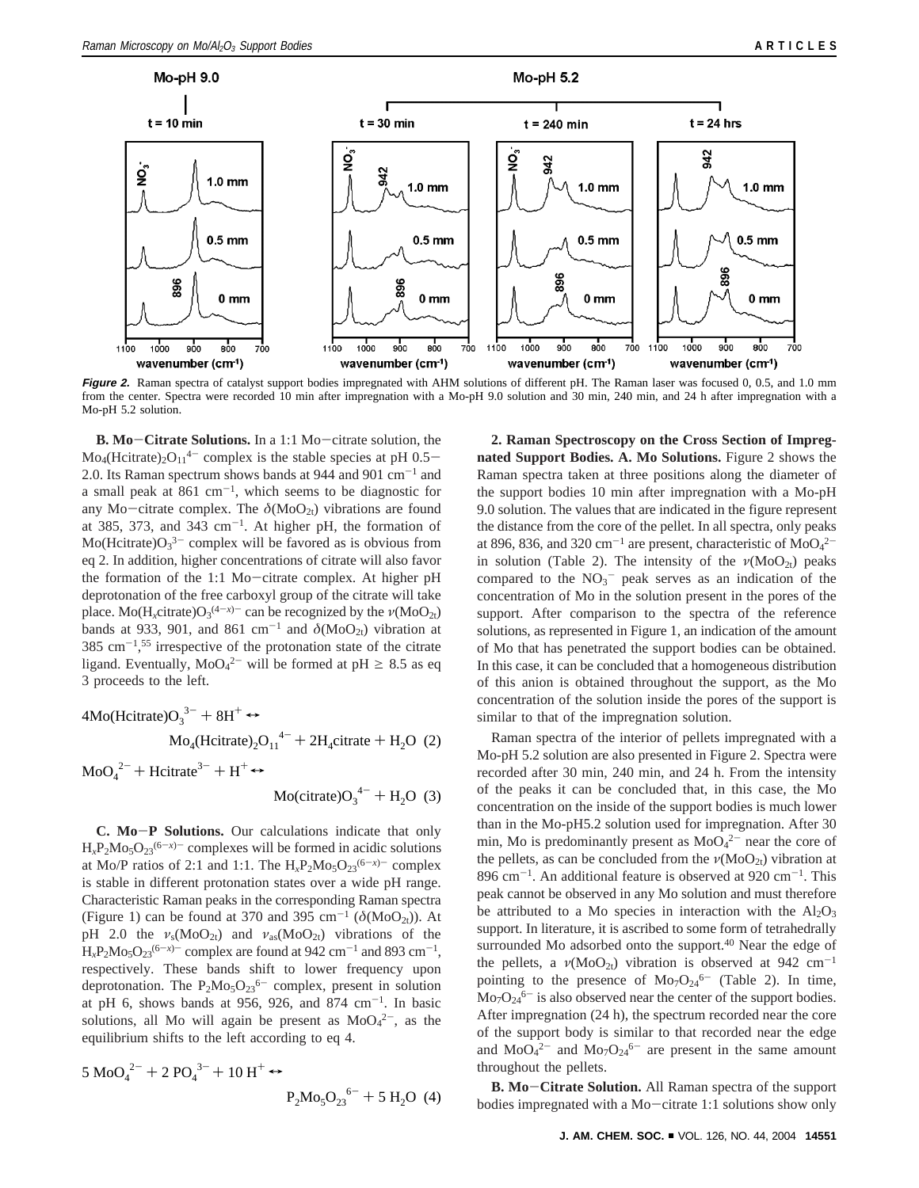**Figure 2.** Raman spectra of catalyst support bodies impregnated with AHM solutions of different pH. The Raman laser was focused 0, 0.5, and 1.0 mm from the center. Spectra were recorded 10 min after impregnation with a Mo-pH 9.0 solution and 30 min, 240 min, and 24 h after impregnation with a Mo-pH 5.2 solution.

**B. Mo−Citrate Solutions.** In a 1:1 Mo−citrate solution, the $Mo_4(Hcitrate)_2O_{11}^{4-}$ complex is the stable species at pH 0.5−2.0. Its Raman spectrum shows bands at 944 and 901 $cm^{-1}$ and a small peak at 861 $cm^{-1}$, which seems to be diagnostic for any Mo−citrate complex. The $\delta(MoO_{2t})$ vibrations are found at 385, 373, and 343 $cm^{-1}$. At higher pH, the formation of $Mo(Hcitrate)O_3^{3-}$ complex will be favored as is obvious from eq 2. In addition, higher concentrations of citrate will also favor the formation of the 1:1 Mo−citrate complex. At higher pH deprotonation of the free carboxyl group of the citrate will take place. $Mo(H_xcitrate)O_3^{(4-x)-}$ can be recognized by the $\nu(MoO_{2t})$ bands at 933, 901, and 861 $cm^{-1}$ and $\delta(MoO_{2t})$ vibration at 385 $cm^{-1}$,[55] irrespective of the protonation state of the citrate ligand. Eventually, $MoO_4^{2-}$ will be formed at pH ≥ 8.5 as eq 3 proceeds to the left.

$$4Mo(Hcitrate)O_3^{3-} + 8H^+ \leftrightarrow Mo_4(Hcitrate)_2O_{11}^{4-} + 2H_4citrate + H_2O \quad (2)$$

$$MoO_4^{2-} + Hcitrate^{3-} + H^+ \leftrightarrow Mo(citrate)O_3^{4-} + H_2O \quad (3)$$

**C. Mo−P Solutions.** Our calculations indicate that only $H_xP_2Mo_5O_{23}^{(6-x)-}$ complexes will be formed in acidic solutions at Mo/P ratios of 2:1 and 1:1. The $H_xP_2Mo_5O_{23}^{(6-x)-}$ complex is stable in different protonation states over a wide pH range. Characteristic Raman peaks in the corresponding Raman spectra (Figure 1) can be found at 370 and 395 $cm^{-1}$ ($\delta(MoO_{2t})$). At pH 2.0 the $\nu_s(MoO_{2t})$ and $\nu_{as}(MoO_{2t})$ vibrations of the $H_xP_2Mo_5O_{23}^{(6-x)-}$ complex are found at 942 $cm^{-1}$ and 893 $cm^{-1}$, respectively. These bands shift to lower frequency upon deprotonation. The $P_2Mo_5O_{23}^{6-}$ complex, present in solution at pH 6, shows bands at 956, 926, and 874 $cm^{-1}$. In basic solutions, all Mo will again be present as $MoO_4^{2-}$, as the equilibrium shifts to the left according to eq 4.

$$5\ MoO_4^{2-} + 2\ PO_4^{3-} + 10\ H^+ \leftrightarrow P_2Mo_5O_{23}^{6-} + 5\ H_2O \quad (4)$$

**2. Raman Spectroscopy on the Cross Section of Impregnated Support Bodies. A. Mo Solutions.** Figure 2 shows the Raman spectra taken at three positions along the diameter of the support bodies 10 min after impregnation with a Mo-pH 9.0 solution. The values that are indicated in the figure represent the distance from the core of the pellet. In all spectra, only peaks at 896, 836, and 320 $cm^{-1}$ are present, characteristic of $MoO_4^{2-}$ in solution (Table 2). The intensity of the $\nu(MoO_{2t})$ peaks compared to the $NO_3^-$ peak serves as an indication of the concentration of Mo in the solution present in the pores of the support. After comparison to the spectra of the reference solutions, as represented in Figure 1, an indication of the amount of Mo that has penetrated the support bodies can be obtained. In this case, it can be concluded that a homogeneous distribution of this anion is obtained throughout the support, as the Mo concentration of the solution inside the pores of the support is similar to that of the impregnation solution.

Raman spectra of the interior of pellets impregnated with a Mo-pH 5.2 solution are also presented in Figure 2. Spectra were recorded after 30 min, 240 min, and 24 h. From the intensity of the peaks it can be concluded that, in this case, the Mo concentration on the inside of the support bodies is much lower than in the Mo-pH5.2 solution used for impregnation. After 30 min, Mo is predominantly present as $MoO_4^{2-}$ near the core of the pellets, as can be concluded from the $\nu(MoO_{2t})$ vibration at 896 $cm^{-1}$. An additional feature is observed at 920 $cm^{-1}$. This peak cannot be observed in any Mo solution and must therefore be attributed to a Mo species in interaction with the $Al_2O_3$ support. In literature, it is ascribed to some form of tetrahedrally surrounded Mo adsorbed onto the support.[40] Near the edge of the pellets, a $\nu(MoO_{2t})$ vibration is observed at 942 $cm^{-1}$ pointing to the presence of $Mo_7O_{24}^{6-}$ (Table 2). In time, $Mo_7O_{24}^{6-}$ is also observed near the center of the support bodies. After impregnation (24 h), the spectrum recorded near the core of the support body is similar to that recorded near the edge and $MoO_4^{2-}$ and $Mo_7O_{24}^{6-}$ are present in the same amount throughout the pellets.

**B. Mo−Citrate Solution.** All Raman spectra of the support bodies impregnated with a Mo−citrate 1:1 solutions show only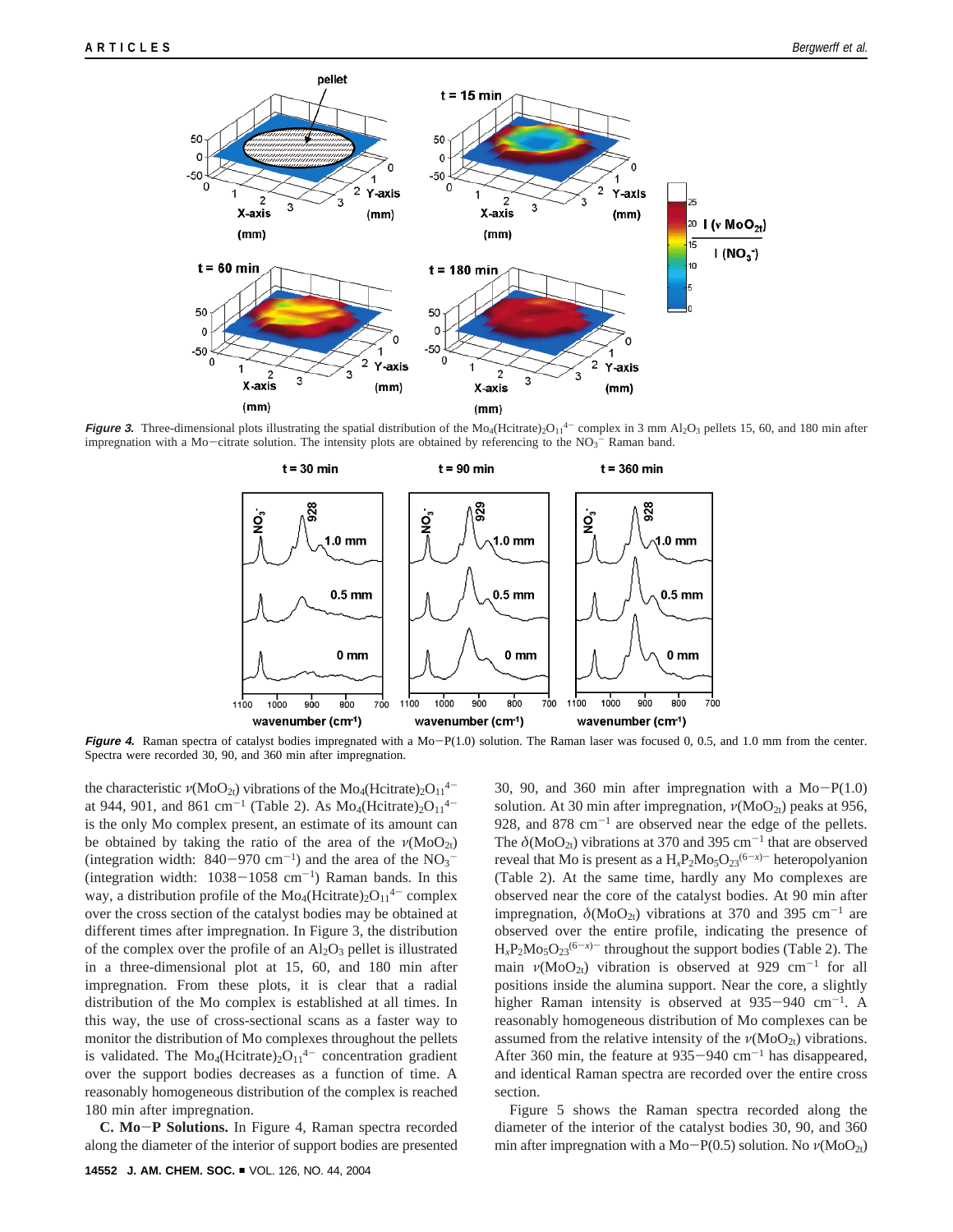**Figure 3.** Three-dimensional plots illustrating the spatial distribution of the $Mo_4(Hcitrate)_2O_{11}^{4-}$ complex in 3 mm $Al_2O_3$ pellets 15, 60, and 180 min after impregnation with a Mo−citrate solution. The intensity plots are obtained by referencing to the $NO_3^-$ Raman band.

**Figure 4.** Raman spectra of catalyst bodies impregnated with a Mo−P(1.0) solution. The Raman laser was focused 0, 0.5, and 1.0 mm from the center. Spectra were recorded 30, 90, and 360 min after impregnation.

the characteristic $\nu(MoO_{2t})$ vibrations of the $Mo_4(Hcitrate)_2O_{11}^{4-}$ at 944, 901, and 861 $cm^{-1}$ (Table 2). As $Mo_4(Hcitrate)_2O_{11}^{4-}$ is the only Mo complex present, an estimate of its amount can be obtained by taking the ratio of the area of the $\nu(MoO_{2t})$ (integration width: 840−970 $cm^{-1}$) and the area of the $NO_3^-$ (integration width: 1038−1058 $cm^{-1}$) Raman bands. In this way, a distribution profile of the $Mo_4(Hcitrate)_2O_{11}^{4-}$ complex over the cross section of the catalyst bodies may be obtained at different times after impregnation. In Figure 3, the distribution of the complex over the profile of an $Al_2O_3$ pellet is illustrated in a three-dimensional plot at 15, 60, and 180 min after impregnation. From these plots, it is clear that a radial distribution of the Mo complex is established at all times. In this way, the use of cross-sectional scans as a faster way to monitor the distribution of Mo complexes throughout the pellets is validated. The $Mo_4(Hcitrate)_2O_{11}^{4-}$ concentration gradient over the support bodies decreases as a function of time. A reasonably homogeneous distribution of the complex is reached 180 min after impregnation.

**C. Mo−P Solutions.** In Figure 4, Raman spectra recorded along the diameter of the interior of support bodies are presented 30, 90, and 360 min after impregnation with a Mo−P(1.0) solution. At 30 min after impregnation, $\nu(MoO_{2t})$ peaks at 956, 928, and 878 $cm^{-1}$ are observed near the edge of the pellets. The $\delta(MoO_{2t})$ vibrations at 370 and 395 $cm^{-1}$ that are observed reveal that Mo is present as a $H_xP_2Mo_5O_{23}^{(6-x)-}$ heteropolyanion (Table 2). At the same time, hardly any Mo complexes are observed near the core of the catalyst bodies. At 90 min after impregnation, $\delta(MoO_{2t})$ vibrations at 370 and 395 $cm^{-1}$ are observed over the entire profile, indicating the presence of $H_xP_2Mo_5O_{23}^{(6-x)-}$ throughout the support bodies (Table 2). The main $\nu(MoO_{2t})$ vibration is observed at 929 $cm^{-1}$ for all positions inside the alumina support. Near the core, a slightly higher Raman intensity is observed at 935−940 $cm^{-1}$. A reasonably homogeneous distribution of Mo complexes can be assumed from the relative intensity of the $\nu(MoO_{2t})$ vibrations. After 360 min, the feature at 935−940 $cm^{-1}$ has disappeared, and identical Raman spectra are recorded over the entire cross section.

Figure 5 shows the Raman spectra recorded along the diameter of the interior of the catalyst bodies 30, 90, and 360 min after impregnation with a Mo−P(0.5) solution. No $\nu(MoO_{2t})$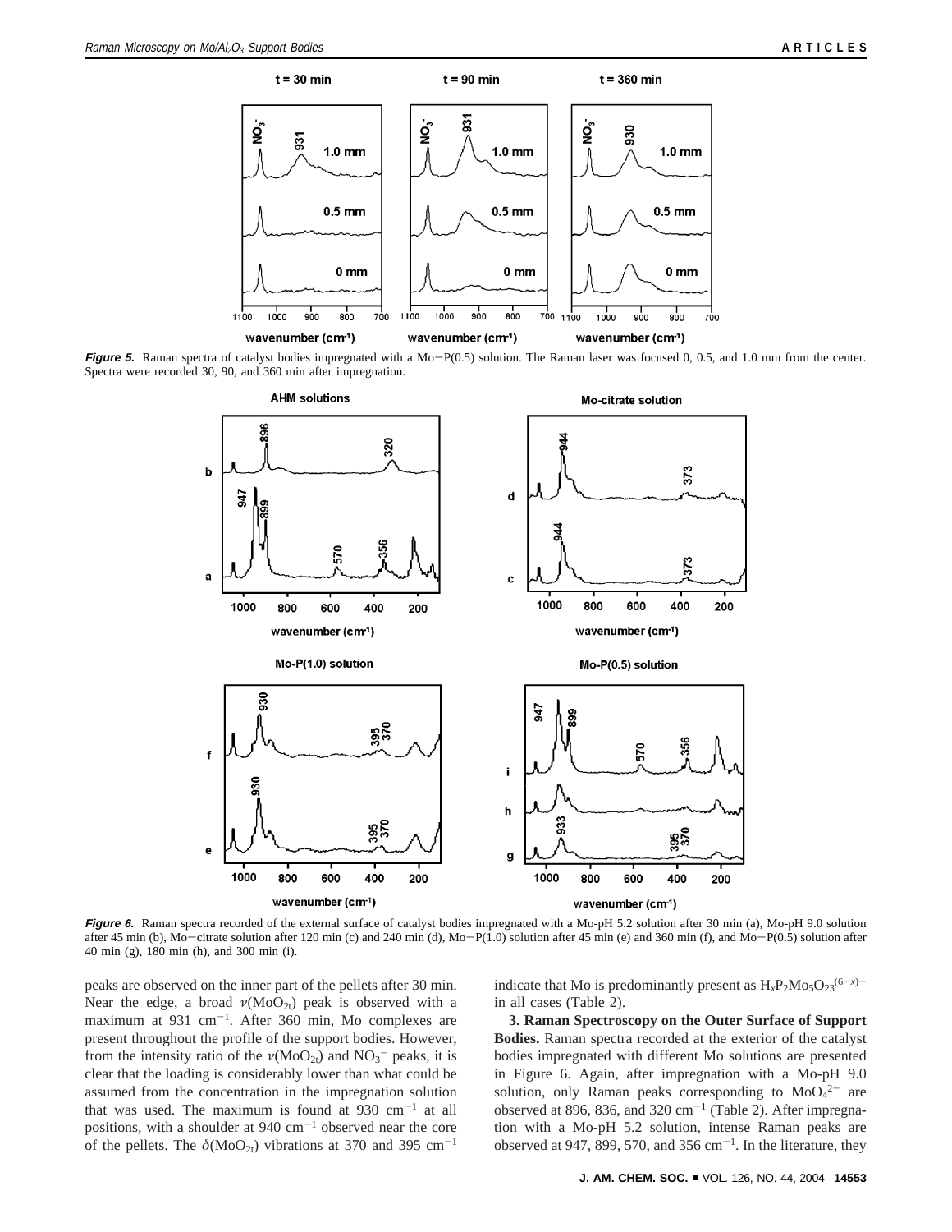**Figure 5.** Raman spectra of catalyst bodies impregnated with a Mo−P(0.5) solution. The Raman laser was focused 0, 0.5, and 1.0 mm from the center. Spectra were recorded 30, 90, and 360 min after impregnation.

**Figure 6.** Raman spectra recorded of the external surface of catalyst bodies impregnated with a Mo-pH 5.2 solution after 30 min (a), Mo-pH 9.0 solution after 45 min (b), Mo−citrate solution after 120 min (c) and 240 min (d), Mo−P(1.0) solution after 45 min (e) and 360 min (f), and Mo−P(0.5) solution after 40 min (g), 180 min (h), and 300 min (i).

peaks are observed on the inner part of the pellets after 30 min. Near the edge, a broad $\nu(MoO_{2t})$ peak is observed with a maximum at 931 $cm^{-1}$. After 360 min, Mo complexes are present throughout the profile of the support bodies. However, from the intensity ratio of the $\nu(MoO_{2t})$ and $NO_3^-$ peaks, it is clear that the loading is considerably lower than what could be assumed from the concentration in the impregnation solution that was used. The maximum is found at 930 $cm^{-1}$ at all positions, with a shoulder at 940 $cm^{-1}$ observed near the core of the pellets. The $\delta(MoO_{2t})$ vibrations at 370 and 395 $cm^{-1}$ indicate that Mo is predominantly present as $H_xP_2Mo_5O_{23}^{(6-x)-}$ in all cases (Table 2).

**3. Raman Spectroscopy on the Outer Surface of Support Bodies.** Raman spectra recorded at the exterior of the catalyst bodies impregnated with different Mo solutions are presented in Figure 6. Again, after impregnation with a Mo-pH 9.0 solution, only Raman peaks corresponding to $MoO_4^{2-}$ are observed at 896, 836, and 320 $cm^{-1}$ (Table 2). After impregnation with a Mo-pH 5.2 solution, intense Raman peaks are observed at 947, 899, 570, and 356 $cm^{-1}$. In the literature, they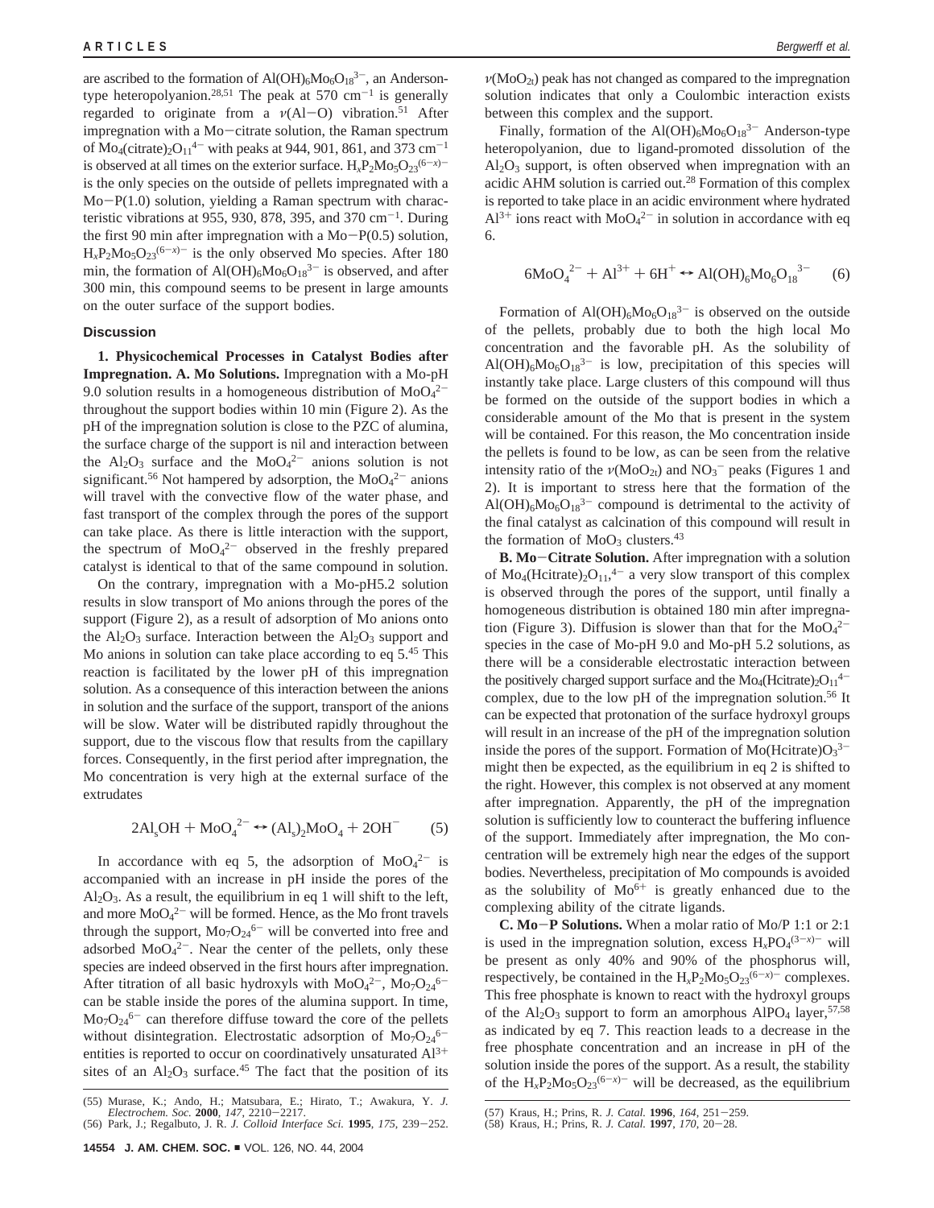are ascribed to the formation of $Al(OH)_6Mo_6O_{18}^{3-}$, an Anderson-type heteropolyanion.[28,51] The peak at 570 cm$^{-1}$ is generally regarded to originate from a $\nu$(Al–O) vibration.[51] After impregnation with a Mo–citrate solution, the Raman spectrum of $Mo_4(citrate)_2O_{11}^{4-}$ with peaks at 944, 901, 861, and 373 cm$^{-1}$ is observed at all times on the exterior surface. $H_xP_2Mo_5O_{23}^{(6-x)-}$ is the only species on the outside of pellets impregnated with a Mo–P(1.0) solution, yielding a Raman spectrum with characteristic vibrations at 955, 930, 878, 395, and 370 cm$^{-1}$. During the first 90 min after impregnation with a Mo–P(0.5) solution, $H_xP_2Mo_5O_{23}^{(6-x)-}$ is the only observed Mo species. After 180 min, the formation of $Al(OH)_6Mo_6O_{18}^{3-}$ is observed, and after 300 min, this compound seems to be present in large amounts on the outer surface of the support bodies.

## Discussion

**1. Physicochemical Processes in Catalyst Bodies after Impregnation. A. Mo Solutions.** Impregnation with a Mo-pH 9.0 solution results in a homogeneous distribution of $MoO_4^{2-}$ throughout the support bodies within 10 min (Figure 2). As the pH of the impregnation solution is close to the PZC of alumina, the surface charge of the support is nil and interaction between the $Al_2O_3$ surface and the $MoO_4^{2-}$ anions solution is not significant.[56] Not hampered by adsorption, the $MoO_4^{2-}$ anions will travel with the convective flow of the water phase, and fast transport of the complex through the pores of the support can take place. As there is little interaction with the support, the spectrum of $MoO_4^{2-}$ observed in the freshly prepared catalyst is identical to that of the same compound in solution.

On the contrary, impregnation with a Mo-pH5.2 solution results in slow transport of Mo anions through the pores of the support (Figure 2), as a result of adsorption of Mo anions onto the $Al_2O_3$ surface. Interaction between the $Al_2O_3$ support and Mo anions in solution can take place according to eq 5.[45] This reaction is facilitated by the lower pH of this impregnation solution. As a consequence of this interaction between the anions in solution and the surface of the support, transport of the anions will be slow. Water will be distributed rapidly throughout the support, due to the viscous flow that results from the capillary forces. Consequently, in the first period after impregnation, the Mo concentration is very high at the external surface of the extrudates

$$2Al_sOH + MoO_4^{2-} \leftrightarrow (Al_s)_2MoO_4 + 2OH^- \qquad (5)$$

In accordance with eq 5, the adsorption of $MoO_4^{2-}$ is accompanied with an increase in pH inside the pores of the $Al_2O_3$. As a result, the equilibrium in eq 1 will shift to the left, and more $MoO_4^{2-}$ will be formed. Hence, as the Mo front travels through the support, $Mo_7O_{24}^{6-}$ will be converted into free and adsorbed $MoO_4^{2-}$. Near the center of the pellets, only these species are indeed observed in the first hours after impregnation. After titration of all basic hydroxyls with $MoO_4^{2-}$, $Mo_7O_{24}^{6-}$ can be stable inside the pores of the alumina support. In time, $Mo_7O_{24}^{6-}$ can therefore diffuse toward the core of the pellets without disintegration. Electrostatic adsorption of $Mo_7O_{24}^{6-}$ entities is reported to occur on coordinatively unsaturated $Al^{3+}$ sites of an $Al_2O_3$ surface.[45] The fact that the position of its $\nu(MoO_{2t})$ peak has not changed as compared to the impregnation solution indicates that only a Coulombic interaction exists between this complex and the support.

Finally, formation of the $Al(OH)_6Mo_6O_{18}^{3-}$ Anderson-type heteropolyanion, due to ligand-promoted dissolution of the $Al_2O_3$ support, is often observed when impregnation with an acidic AHM solution is carried out.[28] Formation of this complex is reported to take place in an acidic environment where hydrated $Al^{3+}$ ions react with $MoO_4^{2-}$ in solution in accordance with eq 6.

$$6MoO_4^{2-} + Al^{3+} + 6H^+ \leftrightarrow Al(OH)_6Mo_6O_{18}^{3-} \qquad (6)$$

Formation of $Al(OH)_6Mo_6O_{18}^{3-}$ is observed on the outside of the pellets, probably due to both the high local Mo concentration and the favorable pH. As the solubility of $Al(OH)_6Mo_6O_{18}^{3-}$ is low, precipitation of this species will instantly take place. Large clusters of this compound will thus be formed on the outside of the support bodies in which a considerable amount of the Mo that is present in the system will be contained. For this reason, the Mo concentration inside the pellets is found to be low, as can be seen from the relative intensity ratio of the $\nu(MoO_{2t})$ and $NO_3^-$ peaks (Figures 1 and 2). It is important to stress here that the formation of the $Al(OH)_6Mo_6O_{18}^{3-}$ compound is detrimental to the activity of the final catalyst as calcination of this compound will result in the formation of $MoO_3$ clusters.[43]

**B. Mo–Citrate Solution.** After impregnation with a solution of $Mo_4(Hcitrate)_2O_{11}$,$^{4-}$ a very slow transport of this complex is observed through the pores of the support, until finally a homogeneous distribution is obtained 180 min after impregnation (Figure 3). Diffusion is slower than that for the $MoO_4^{2-}$ species in the case of Mo-pH 9.0 and Mo-pH 5.2 solutions, as there will be a considerable electrostatic interaction between the positively charged support surface and the $Mo_4(Hcitrate)_2O_{11}^{4-}$ complex, due to the low pH of the impregnation solution.[56] It can be expected that protonation of the surface hydroxyl groups will result in an increase of the pH of the impregnation solution inside the pores of the support. Formation of $Mo(Hcitrate)O_3^{3-}$ might then be expected, as the equilibrium in eq 2 is shifted to the right. However, this complex is not observed at any moment after impregnation. Apparently, the pH of the impregnation solution is sufficiently low to counteract the buffering influence of the support. Immediately after impregnation, the Mo concentration will be extremely high near the edges of the support bodies. Nevertheless, precipitation of Mo compounds is avoided as the solubility of $Mo^{6+}$ is greatly enhanced due to the complexing ability of the citrate ligands.

**C. Mo–P Solutions.** When a molar ratio of Mo/P 1:1 or 2:1 is used in the impregnation solution, excess $H_xPO_4^{(3-x)-}$ will be present as only 40% and 90% of the phosphorus will, respectively, be contained in the $H_xP_2Mo_5O_{23}^{(6-x)-}$ complexes. This free phosphate is known to react with the hydroxyl groups of the $Al_2O_3$ support to form an amorphous $AlPO_4$ layer,[57,58] as indicated by eq 7. This reaction leads to a decrease in the free phosphate concentration and an increase in pH of the solution inside the pores of the support. As a result, the stability of the $H_xP_2Mo_5O_{23}^{(6-x)-}$ will be decreased, as the equilibrium

(55) Murase, K.; Ando, H.; Matsubara, E.; Hirato, T.; Awakura, Y. *J. Electrochem. Soc.* **2000**, *147*, 2210–2217.
(56) Park, J.; Regalbuto, J. R. *J. Colloid Interface Sci.* **1995**, *175*, 239–252.
(57) Kraus, H.; Prins, R. *J. Catal.* **1996**, *164*, 251–259.
(58) Kraus, H.; Prins, R. *J. Catal.* **1997**, *170*, 20–28.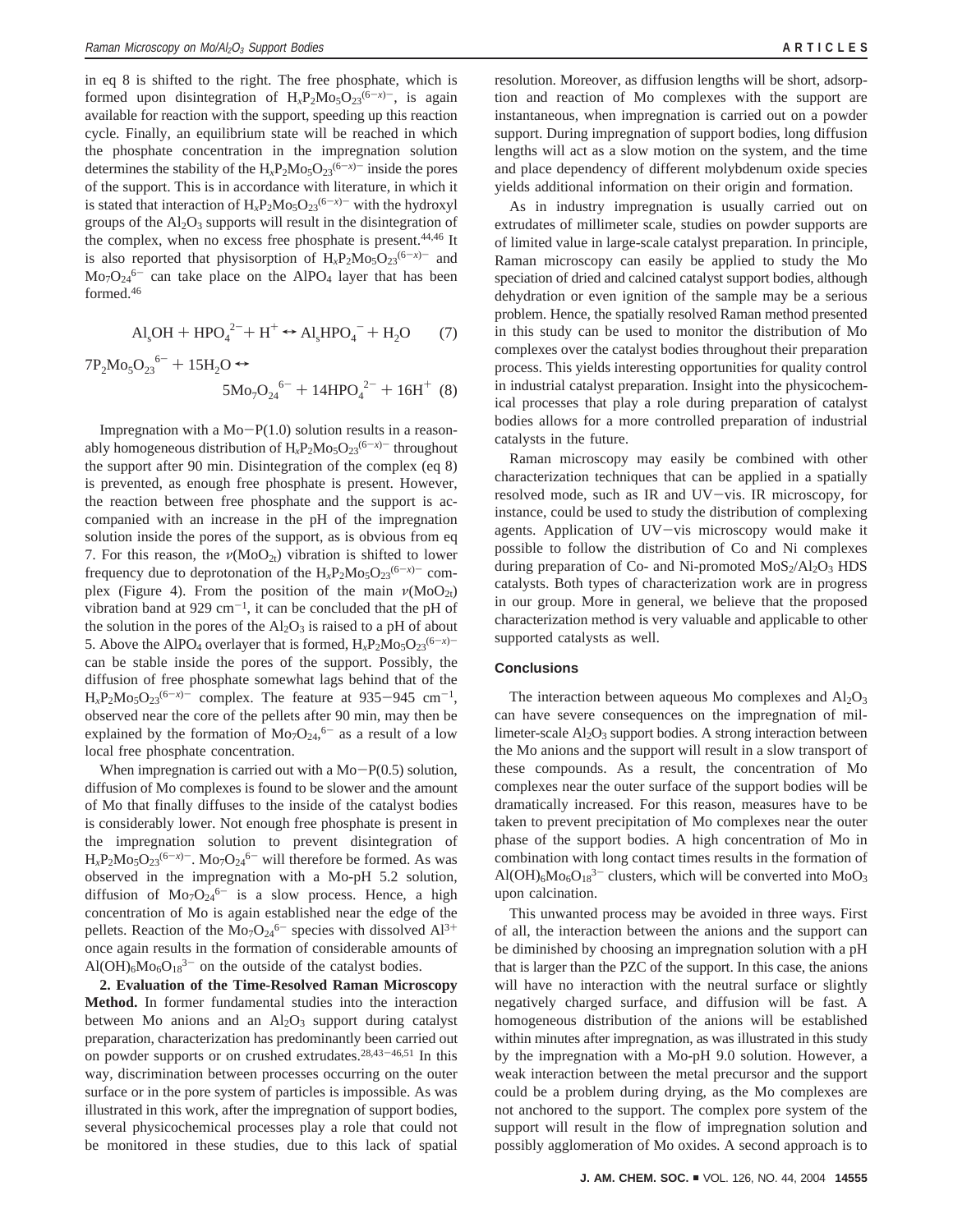in eq 8 is shifted to the right. The free phosphate, which is formed upon disintegration of $H_xP_2Mo_5O_{23}^{(6-x)-}$, is again available for reaction with the support, speeding up this reaction cycle. Finally, an equilibrium state will be reached in which the phosphate concentration in the impregnation solution determines the stability of the $H_xP_2Mo_5O_{23}^{(6-x)-}$ inside the pores of the support. This is in accordance with literature, in which it is stated that interaction of $H_xP_2Mo_5O_{23}^{(6-x)-}$ with the hydroxyl groups of the $Al_2O_3$ supports will result in the disintegration of the complex, when no excess free phosphate is present.[44,46] It is also reported that physisorption of $H_xP_2Mo_5O_{23}^{(6-x)-}$ and $Mo_7O_{24}^{6-}$ can take place on the $AlPO_4$ layer that has been formed.[46]

$$Al_sOH + HPO_4^{2-} + H^+ \leftrightarrow Al_sHPO_4^- + H_2O \quad (7)$$

$$7P_2Mo_5O_{23}^{6-} + 15H_2O \leftrightarrow 5Mo_7O_{24}^{6-} + 14HPO_4^{2-} + 16H^+ \quad (8)$$

Impregnation with a Mo−P(1.0) solution results in a reasonably homogeneous distribution of $H_xP_2Mo_5O_{23}^{(6-x)-}$ throughout the support after 90 min. Disintegration of the complex (eq 8) is prevented, as enough free phosphate is present. However, the reaction between free phosphate and the support is accompanied with an increase in the pH of the impregnation solution inside the pores of the support, as is obvious from eq 7. For this reason, the $\nu(MoO_{2t})$ vibration is shifted to lower frequency due to deprotonation of the $H_xP_2Mo_5O_{23}^{(6-x)-}$ complex (Figure 4). From the position of the main $\nu(MoO_{2t})$ vibration band at 929 cm$^{-1}$, it can be concluded that the pH of the solution in the pores of the $Al_2O_3$ is raised to a pH of about 5. Above the $AlPO_4$ overlayer that is formed, $H_xP_2Mo_5O_{23}^{(6-x)-}$ can be stable inside the pores of the support. Possibly, the diffusion of free phosphate somewhat lags behind that of the $H_xP_2Mo_5O_{23}^{(6-x)-}$ complex. The feature at 935−945 cm$^{-1}$, observed near the core of the pellets after 90 min, may then be explained by the formation of $Mo_7O_{24}$,$^{6-}$ as a result of a low local free phosphate concentration.

When impregnation is carried out with a Mo−P(0.5) solution, diffusion of Mo complexes is found to be slower and the amount of Mo that finally diffuses to the inside of the catalyst bodies is considerably lower. Not enough free phosphate is present in the impregnation solution to prevent disintegration of $H_xP_2Mo_5O_{23}^{(6-x)-}$. $Mo_7O_{24}^{6-}$ will therefore be formed. As was observed in the impregnation with a Mo-pH 5.2 solution, diffusion of $Mo_7O_{24}^{6-}$ is a slow process. Hence, a high concentration of Mo is again established near the edge of the pellets. Reaction of the $Mo_7O_{24}^{6-}$ species with dissolved $Al^{3+}$ once again results in the formation of considerable amounts of $Al(OH)_6Mo_6O_{18}^{3-}$ on the outside of the catalyst bodies.

**2. Evaluation of the Time-Resolved Raman Microscopy Method.** In former fundamental studies into the interaction between Mo anions and an $Al_2O_3$ support during catalyst preparation, characterization has predominantly been carried out on powder supports or on crushed extrudates.[28,43−46,51] In this way, discrimination between processes occurring on the outer surface or in the pore system of particles is impossible. As was illustrated in this work, after the impregnation of support bodies, several physicochemical processes play a role that could not be monitored in these studies, due to this lack of spatial resolution. Moreover, as diffusion lengths will be short, adsorption and reaction of Mo complexes with the support are instantaneous, when impregnation is carried out on a powder support. During impregnation of support bodies, long diffusion lengths will act as a slow motion on the system, and the time and place dependency of different molybdenum oxide species yields additional information on their origin and formation.

As in industry impregnation is usually carried out on extrudates of millimeter scale, studies on powder supports are of limited value in large-scale catalyst preparation. In principle, Raman microscopy can easily be applied to study the Mo speciation of dried and calcined catalyst support bodies, although dehydration or even ignition of the sample may be a serious problem. Hence, the spatially resolved Raman method presented in this study can be used to monitor the distribution of Mo complexes over the catalyst bodies throughout their preparation process. This yields interesting opportunities for quality control in industrial catalyst preparation. Insight into the physicochemical processes that play a role during preparation of catalyst bodies allows for a more controlled preparation of industrial catalysts in the future.

Raman microscopy may easily be combined with other characterization techniques that can be applied in a spatially resolved mode, such as IR and UV−vis. IR microscopy, for instance, could be used to study the distribution of complexing agents. Application of UV−vis microscopy would make it possible to follow the distribution of Co and Ni complexes during preparation of Co- and Ni-promoted $MoS_2/Al_2O_3$ HDS catalysts. Both types of characterization work are in progress in our group. More in general, we believe that the proposed characterization method is very valuable and applicable to other supported catalysts as well.

## Conclusions

The interaction between aqueous Mo complexes and $Al_2O_3$ can have severe consequences on the impregnation of millimeter-scale $Al_2O_3$ support bodies. A strong interaction between the Mo anions and the support will result in a slow transport of these compounds. As a result, the concentration of Mo complexes near the outer surface of the support bodies will be dramatically increased. For this reason, measures have to be taken to prevent precipitation of Mo complexes near the outer phase of the support bodies. A high concentration of Mo in combination with long contact times results in the formation of $Al(OH)_6Mo_6O_{18}^{3-}$ clusters, which will be converted into $MoO_3$ upon calcination.

This unwanted process may be avoided in three ways. First of all, the interaction between the anions and the support can be diminished by choosing an impregnation solution with a pH that is larger than the PZC of the support. In this case, the anions will have no interaction with the neutral surface or slightly negatively charged surface, and diffusion will be fast. A homogeneous distribution of the anions will be established within minutes after impregnation, as was illustrated in this study by the impregnation with a Mo-pH 9.0 solution. However, a weak interaction between the metal precursor and the support could be a problem during drying, as the Mo complexes are not anchored to the support. The complex pore system of the support will result in the flow of impregnation solution and possibly agglomeration of Mo oxides. A second approach is to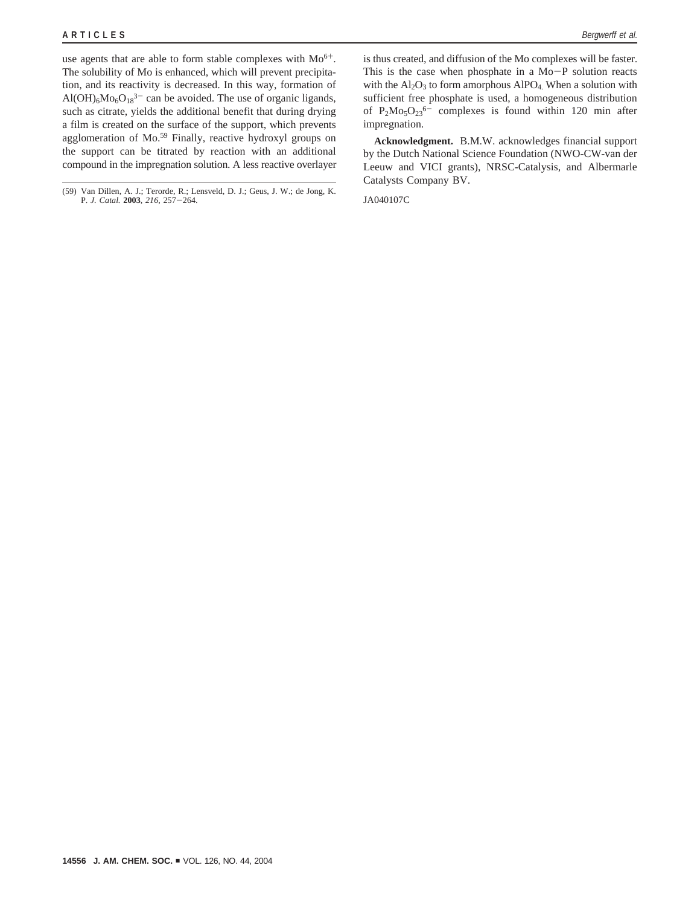use agents that are able to form stable complexes with $Mo^{6+}$. The solubility of Mo is enhanced, which will prevent precipitation, and its reactivity is decreased. In this way, formation of $Al(OH)_6Mo_6O_{18}^{3-}$ can be avoided. The use of organic ligands, such as citrate, yields the additional benefit that during drying a film is created on the surface of the support, which prevents agglomeration of Mo.[59] Finally, reactive hydroxyl groups on the support can be titrated by reaction with an additional compound in the impregnation solution. A less reactive overlayer is thus created, and diffusion of the Mo complexes will be faster. This is the case when phosphate in a Mo−P solution reacts with the $Al_2O_3$ to form amorphous $AlPO_4$. When a solution with sufficient free phosphate is used, a homogeneous distribution of $P_2Mo_5O_{23}^{6-}$ complexes is found within 120 min after impregnation.

**Acknowledgment.** B.M.W. acknowledges financial support by the Dutch National Science Foundation (NWO-CW-van der Leeuw and VICI grants), NRSC-Catalysis, and Albermarle Catalysts Company BV.

JA040107C

(59) Van Dillen, A. J.; Terorde, R.; Lensveld, D. J.; Geus, J. W.; de Jong, K. P. *J. Catal.* **2003**, *216*, 257−264.